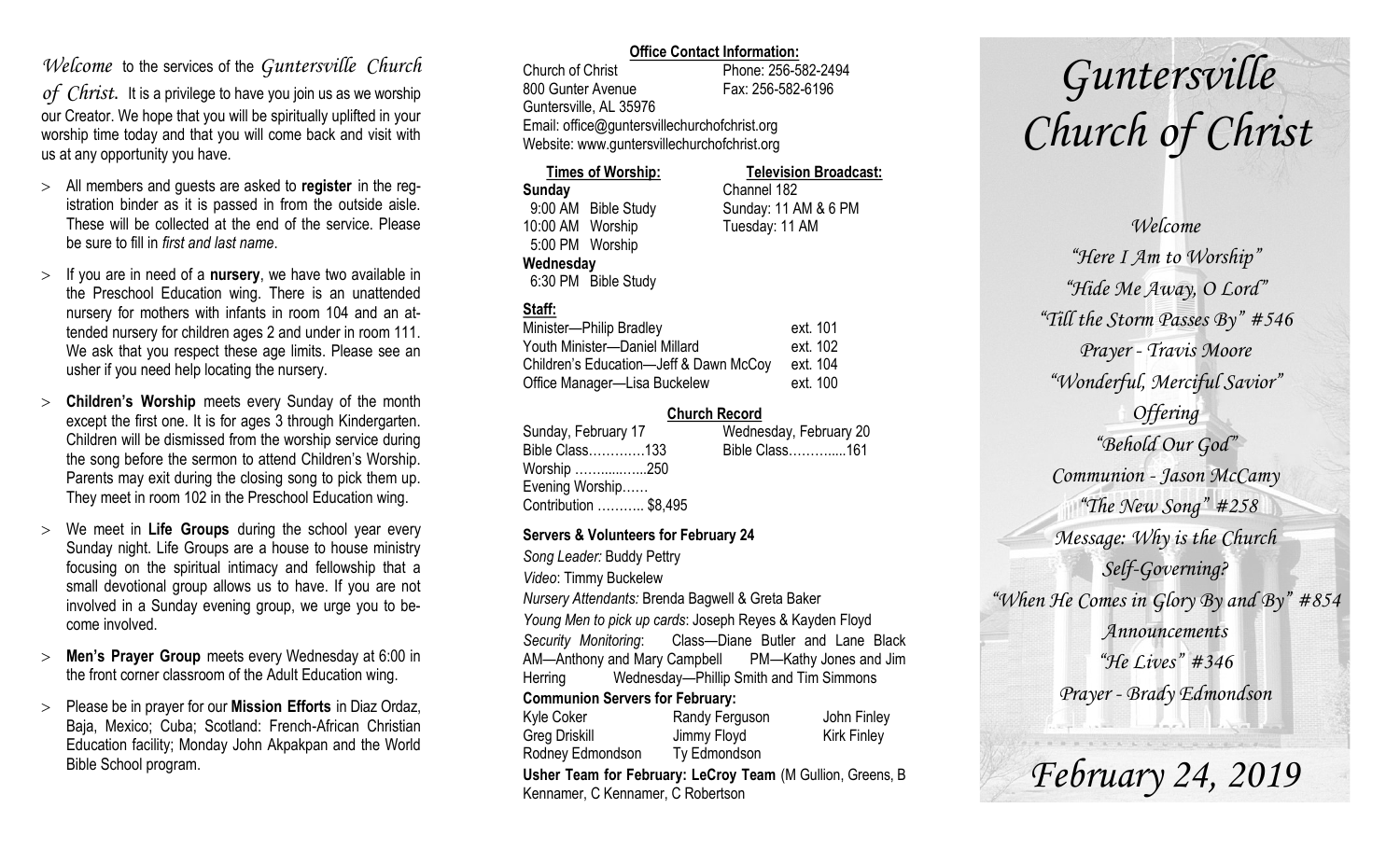*Welcome* to the services of the *Guntersville Church of Christ.* It is a privilege to have you join us as we worship our Creator. We hope that you will be spiritually uplifted in your worship time today and that you will come back and visit with us at any opportunity you have.

- All members and guests are asked to **register** in the registration binder as it is passed in from the outside aisle. These will be collected at the end of the service. Please be sure to fill in *first and last name*.
- If you are in need of a **nursery**, we have two available in the Preschool Education wing. There is an unattended nursery for mothers with infants in room 104 and an attended nursery for children ages 2 and under in room 111. We ask that you respect these age limits. Please see an usher if you need help locating the nursery.
- **Children's Worship** meets every Sunday of the month except the first one. It is for ages 3 through Kindergarten. Children will be dismissed from the worship service during the song before the sermon to attend Children's Worship. Parents may exit during the closing song to pick them up. They meet in room 102 in the Preschool Education wing.
- We meet in **Life Groups** during the school year every Sunday night. Life Groups are a house to house ministry focusing on the spiritual intimacy and fellowship that a small devotional group allows us to have. If you are not involved in a Sunday evening group, we urge you to become involved.
- **Men's Prayer Group** meets every Wednesday at 6:00 in the front corner classroom of the Adult Education wing.
- Please be in prayer for our **Mission Efforts** in Diaz Ordaz, Baja, Mexico; Cuba; Scotland: French-African Christian Education facility; Monday John Akpakpan and the World Bible School program.

**Office Contact Information:**

Church of Christ
800 Gunter Avenue
Guntersville, AL 35976
Phone: 256-582-2494
Fax: 256-582-6196
Email: office@guntersvillechurchofchrist.org
Website: www.guntersvillechurchofchrist.org

**Times of Worship:**

**Sunday**
9:00 AM Bible Study
10:00 AM Worship
5:00 PM Worship
**Wednesday**
6:30 PM Bible Study

**Television Broadcast:**

Channel 182
Sunday: 11 AM & 6 PM
Tuesday: 11 AM

**Staff:**

| | |
|---|---|
| Minister—Philip Bradley | ext. 101 |
| Youth Minister—Daniel Millard | ext. 102 |
| Children's Education—Jeff & Dawn McCoy | ext. 104 |
| Office Manager—Lisa Buckelew | ext. 100 |

**Church Record**

| Sunday, February 17 | Wednesday, February 20 |
|---|---|
| Bible Class…………133 | Bible Class………....161 |
| Worship ……......…..250 | |
| Evening Worship…… | |
| Contribution ……….. $8,495 | |

**Servers & Volunteers for February 24**

*Song Leader:* Buddy Pettry
*Video*: Timmy Buckelew
*Nursery Attendants:* Brenda Bagwell & Greta Baker
*Young Men to pick up cards*: Joseph Reyes & Kayden Floyd
*Security Monitoring*: Class—Diane Butler and Lane Black AM—Anthony and Mary Campbell PM—Kathy Jones and Jim Herring Wednesday—Phillip Smith and Tim Simmons

**Communion Servers for February:**

| | | |
|---|---|---|
| Kyle Coker | Randy Ferguson | John Finley |
| Greg Driskill | Jimmy Floyd | Kirk Finley |
| Rodney Edmondson | Ty Edmondson | |

**Usher Team for February: LeCroy Team** (M Gullion, Greens, B Kennamer, C Kennamer, C Robertson

# *Guntersville Church of Christ*

*Welcome*
*"Here I Am to Worship"*
*"Hide Me Away, O Lord"*
*"Till the Storm Passes By" #546*
*Prayer - Travis Moore*
*"Wonderful, Merciful Savior"*
*Offering*
*"Behold Our God"*
*Communion - Jason McCamy*
*"The New Song" #258*
*Message: Why is the Church Self-Governing?*
*"When He Comes in Glory By and By" #854*
*Announcements*
*"He Lives" #346*
*Prayer - Brady Edmondson*

## *February 24, 2019*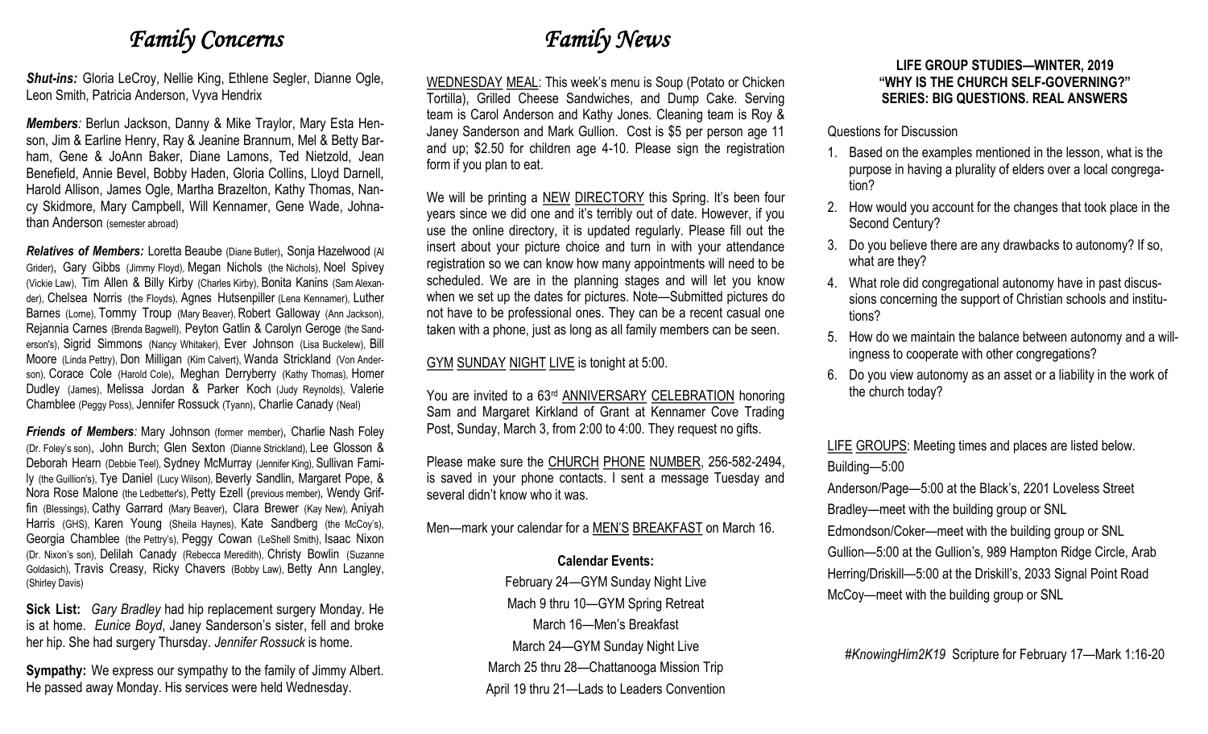# *Family Concerns*

***Shut-ins:*** Gloria LeCroy, Nellie King, Ethlene Segler, Dianne Ogle, Leon Smith, Patricia Anderson, Vyva Hendrix

***Members:*** Berlun Jackson, Danny & Mike Traylor, Mary Esta Henson, Jim & Earline Henry, Ray & Jeanine Brannum, Mel & Betty Barham, Gene & JoAnn Baker, Diane Lamons, Ted Nietzold, Jean Benefield, Annie Bevel, Bobby Haden, Gloria Collins, Lloyd Darnell, Harold Allison, James Ogle, Martha Brazelton, Kathy Thomas, Nancy Skidmore, Mary Campbell, Will Kennamer, Gene Wade, Johnathan Anderson (semester abroad)

***Relatives of Members:*** Loretta Beaube (Diane Butler), Sonja Hazelwood (Al Grider), Gary Gibbs (Jimmy Floyd), Megan Nichols (the Nichols), Noel Spivey (Vickie Law), Tim Allen & Billy Kirby (Charles Kirby), Bonita Kanins (Sam Alexander), Chelsea Norris (the Floyds), Agnes Hutsenpiller (Lena Kennamer), Luther Barnes (Lorne), Tommy Troup (Mary Beaver), Robert Galloway (Ann Jackson), Rejannia Carnes (Brenda Bagwell), Peyton Gatlin & Carolyn Geroge (the Sanderson's), Sigrid Simmons (Nancy Whitaker), Ever Johnson (Lisa Buckelew), Bill Moore (Linda Pettry), Don Milligan (Kim Calvert), Wanda Strickland (Von Anderson), Corace Cole (Harold Cole), Meghan Derryberry (Kathy Thomas), Homer Dudley (James), Melissa Jordan & Parker Koch (Judy Reynolds), Valerie Chamblee (Peggy Poss), Jennifer Rossuck (Tyann), Charlie Canady (Neal)

***Friends of Members:*** Mary Johnson (former member), Charlie Nash Foley (Dr. Foley's son), John Burch; Glen Sexton (Dianne Strickland), Lee Glosson & Deborah Hearn (Debbie Teel), Sydney McMurray (Jennifer King), Sullivan Family (the Guillion's), Tye Daniel (Lucy Wilson), Beverly Sandlin, Margaret Pope, & Nora Rose Malone (the Ledbetter's), Petty Ezell (previous member), Wendy Griffin (Blessings), Cathy Garrard (Mary Beaver), Clara Brewer (Kay New), Aniyah Harris (GHS), Karen Young (Sheila Haynes), Kate Sandberg (the McCoy's), Georgia Chamblee (the Pettry's), Peggy Cowan (LeShell Smith), Isaac Nixon (Dr. Nixon's son), Delilah Canady (Rebecca Meredith), Christy Bowlin (Suzanne Goldasich), Travis Creasy, Ricky Chavers (Bobby Law), Betty Ann Langley, (Shirley Davis)

**Sick List:** *Gary Bradley* had hip replacement surgery Monday. He is at home. *Eunice Boyd*, Janey Sanderson's sister, fell and broke her hip. She had surgery Thursday. *Jennifer Rossuck* is home.

**Sympathy:** We express our sympathy to the family of Jimmy Albert. He passed away Monday. His services were held Wednesday.

# *Family News*

WEDNESDAY MEAL: This week's menu is Soup (Potato or Chicken Tortilla), Grilled Cheese Sandwiches, and Dump Cake. Serving team is Carol Anderson and Kathy Jones. Cleaning team is Roy & Janey Sanderson and Mark Gullion. Cost is $5 per person age 11 and up; $2.50 for children age 4-10. Please sign the registration form if you plan to eat.

We will be printing a NEW DIRECTORY this Spring. It's been four years since we did one and it's terribly out of date. However, if you use the online directory, it is updated regularly. Please fill out the insert about your picture choice and turn in with your attendance registration so we can know how many appointments will need to be scheduled. We are in the planning stages and will let you know when we set up the dates for pictures. Note—Submitted pictures do not have to be professional ones. They can be a recent casual one taken with a phone, just as long as all family members can be seen.

GYM SUNDAY NIGHT LIVE is tonight at 5:00.

You are invited to a 63rd ANNIVERSARY CELEBRATION honoring Sam and Margaret Kirkland of Grant at Kennamer Cove Trading Post, Sunday, March 3, from 2:00 to 4:00. They request no gifts.

Please make sure the CHURCH PHONE NUMBER, 256-582-2494, is saved in your phone contacts. I sent a message Tuesday and several didn't know who it was.

Men—mark your calendar for a MEN'S BREAKFAST on March 16.

**Calendar Events:**

February 24—GYM Sunday Night Live
Mach 9 thru 10—GYM Spring Retreat
March 16—Men's Breakfast
March 24—GYM Sunday Night Live
March 25 thru 28—Chattanooga Mission Trip
April 19 thru 21—Lads to Leaders Convention

**LIFE GROUP STUDIES—WINTER, 2019**
**"WHY IS THE CHURCH SELF-GOVERNING?"**
**SERIES: BIG QUESTIONS. REAL ANSWERS**

Questions for Discussion

1. Based on the examples mentioned in the lesson, what is the purpose in having a plurality of elders over a local congregation?
2. How would you account for the changes that took place in the Second Century?
3. Do you believe there are any drawbacks to autonomy? If so, what are they?
4. What role did congregational autonomy have in past discussions concerning the support of Christian schools and institutions?
5. How do we maintain the balance between autonomy and a willingness to cooperate with other congregations?
6. Do you view autonomy as an asset or a liability in the work of the church today?

LIFE GROUPS: Meeting times and places are listed below.

Building—5:00
Anderson/Page—5:00 at the Black's, 2201 Loveless Street
Bradley—meet with the building group or SNL
Edmondson/Coker—meet with the building group or SNL
Gullion—5:00 at the Gullion's, 989 Hampton Ridge Circle, Arab
Herring/Driskill—5:00 at the Driskill's, 2033 Signal Point Road
McCoy—meet with the building group or SNL

*#KnowingHim2K19* Scripture for February 17—Mark 1:16-20